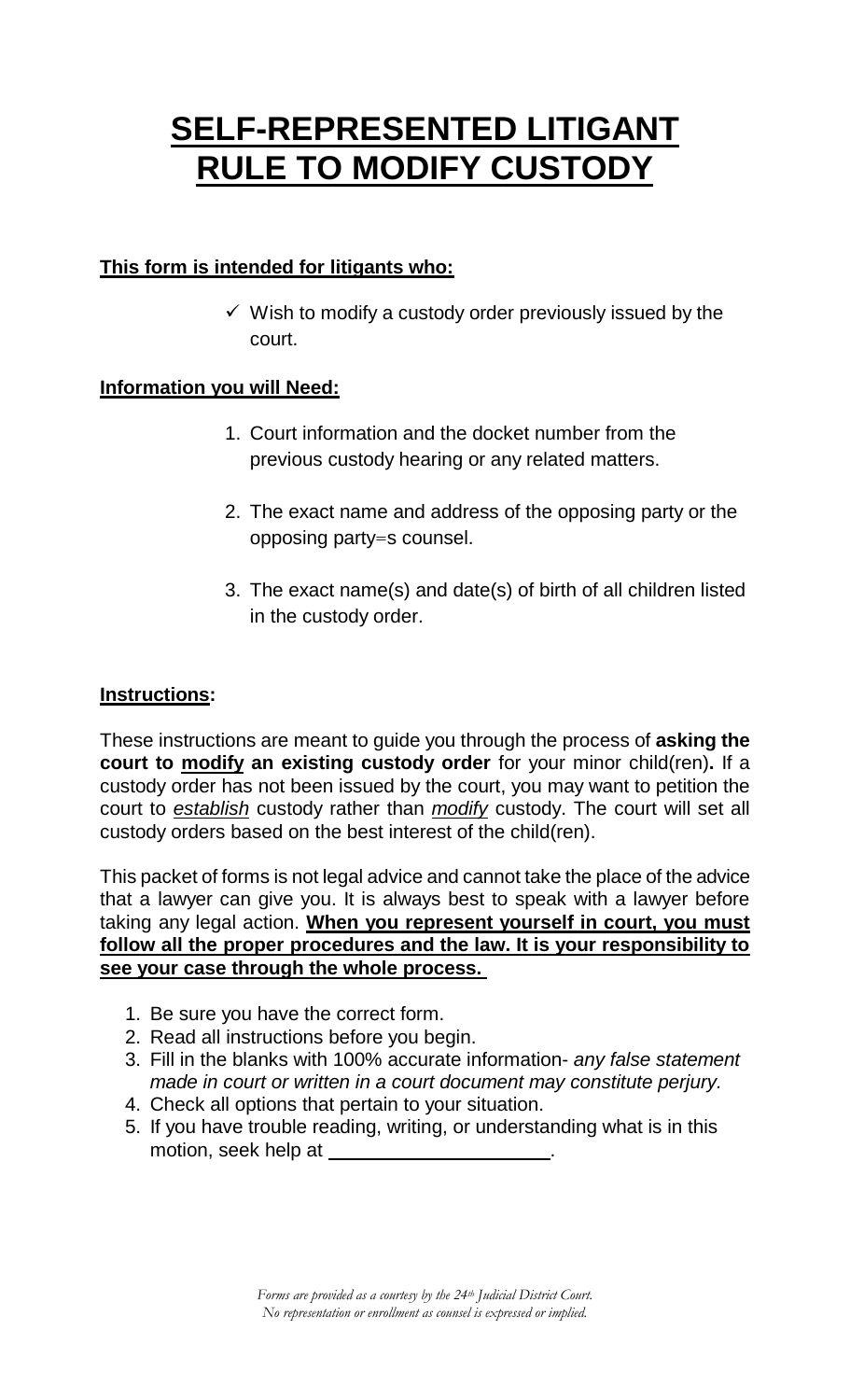# SELF-REPRESENTED LITIGANT RULE TO MODIFY CUSTODY

**This form is intended for litigants who:**

- ✓ Wish to modify a custody order previously issued by the court.

**Information you will Need:**

1. Court information and the docket number from the previous custody hearing or any related matters.

2. The exact name and address of the opposing party or the opposing party=s counsel.

3. The exact name(s) and date(s) of birth of all children listed in the custody order.

**Instructions:**

These instructions are meant to guide you through the process of **asking the court to modify an existing custody order** for your minor child(ren)**.** If a custody order has not been issued by the court, you may want to petition the court to *establish* custody rather than *modify* custody. The court will set all custody orders based on the best interest of the child(ren).

This packet of forms is not legal advice and cannot take the place of the advice that a lawyer can give you. It is always best to speak with a lawyer before taking any legal action. **When you represent yourself in court, you must follow all the proper procedures and the law. It is your responsibility to see your case through the whole process.**

1. Be sure you have the correct form.
2. Read all instructions before you begin.
3. Fill in the blanks with 100% accurate information- *any false statement made in court or written in a court document may constitute perjury.*
4. Check all options that pertain to your situation.
5. If you have trouble reading, writing, or understanding what is in this motion, seek help at ____________________.

*Forms are provided as a courtesy by the 24th Judicial District Court. No representation or enrollment as counsel is expressed or implied.*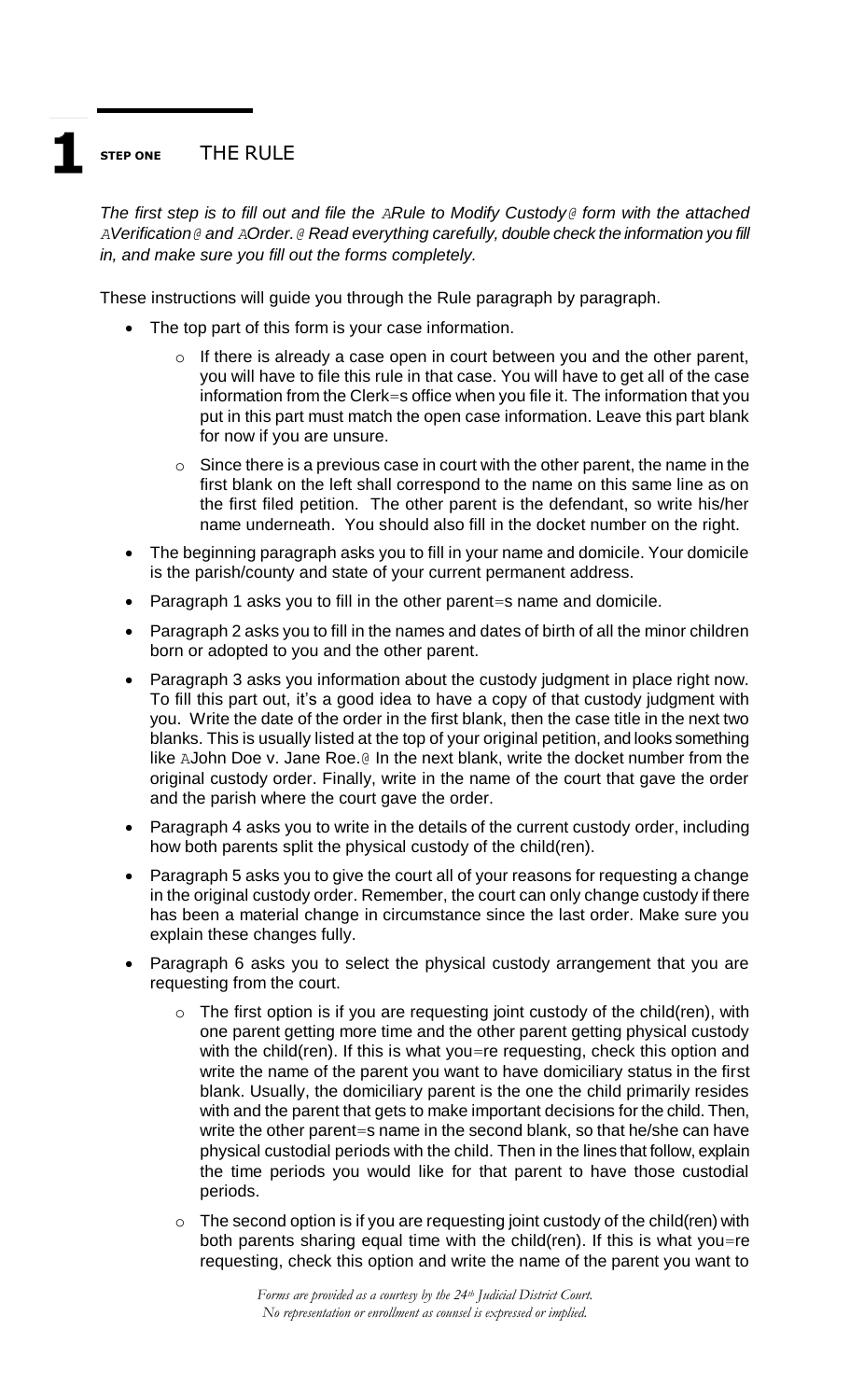# 1 STEP ONE THE RULE

*The first step is to fill out and file the ARule to Modify Custody@ form with the attached AVerification@ and AOrder.@ Read everything carefully, double check the information you fill in, and make sure you fill out the forms completely.*

These instructions will guide you through the Rule paragraph by paragraph.

- The top part of this form is your case information.
  - If there is already a case open in court between you and the other parent, you will have to file this rule in that case. You will have to get all of the case information from the Clerk=s office when you file it. The information that you put in this part must match the open case information. Leave this part blank for now if you are unsure.
  - Since there is a previous case in court with the other parent, the name in the first blank on the left shall correspond to the name on this same line as on the first filed petition. The other parent is the defendant, so write his/her name underneath. You should also fill in the docket number on the right.
- The beginning paragraph asks you to fill in your name and domicile. Your domicile is the parish/county and state of your current permanent address.
- Paragraph 1 asks you to fill in the other parent=s name and domicile.
- Paragraph 2 asks you to fill in the names and dates of birth of all the minor children born or adopted to you and the other parent.
- Paragraph 3 asks you information about the custody judgment in place right now. To fill this part out, it's a good idea to have a copy of that custody judgment with you. Write the date of the order in the first blank, then the case title in the next two blanks. This is usually listed at the top of your original petition, and looks something like AJohn Doe v. Jane Roe.@ In the next blank, write the docket number from the original custody order. Finally, write in the name of the court that gave the order and the parish where the court gave the order.
- Paragraph 4 asks you to write in the details of the current custody order, including how both parents split the physical custody of the child(ren).
- Paragraph 5 asks you to give the court all of your reasons for requesting a change in the original custody order. Remember, the court can only change custody if there has been a material change in circumstance since the last order. Make sure you explain these changes fully.
- Paragraph 6 asks you to select the physical custody arrangement that you are requesting from the court.
  - The first option is if you are requesting joint custody of the child(ren), with one parent getting more time and the other parent getting physical custody with the child(ren). If this is what you=re requesting, check this option and write the name of the parent you want to have domiciliary status in the first blank. Usually, the domiciliary parent is the one the child primarily resides with and the parent that gets to make important decisions for the child. Then, write the other parent=s name in the second blank, so that he/she can have physical custodial periods with the child. Then in the lines that follow, explain the time periods you would like for that parent to have those custodial periods.
  - The second option is if you are requesting joint custody of the child(ren) with both parents sharing equal time with the child(ren). If this is what you=re requesting, check this option and write the name of the parent you want to

*Forms are provided as a courtesy by the 24th Judicial District Court.*
*No representation or enrollment as counsel is expressed or implied.*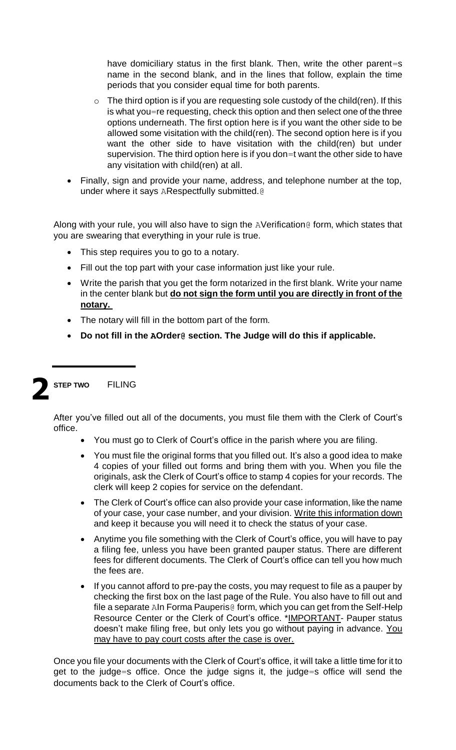have domiciliary status in the first blank. Then, write the other parent=s name in the second blank, and in the lines that follow, explain the time periods that you consider equal time for both parents.

- The third option is if you are requesting sole custody of the child(ren). If this is what you=re requesting, check this option and then select one of the three options underneath. The first option here is if you want the other side to be allowed some visitation with the child(ren). The second option here is if you want the other side to have visitation with the child(ren) but under supervision. The third option here is if you don=t want the other side to have any visitation with child(ren) at all.

- Finally, sign and provide your name, address, and telephone number at the top, under where it says ARespectfully submitted.@

Along with your rule, you will also have to sign the AVerification@ form, which states that you are swearing that everything in your rule is true.

- This step requires you to go to a notary.
- Fill out the top part with your case information just like your rule.
- Write the parish that you get the form notarized in the first blank. Write your name in the center blank but **<u>do not sign the form until you are directly in front of the notary.</u>**
- The notary will fill in the bottom part of the form.
- **Do not fill in the AOrder@ section. The Judge will do this if applicable.**

## 2 STEP TWO FILING

After you've filled out all of the documents, you must file them with the Clerk of Court's office.

- You must go to Clerk of Court's office in the parish where you are filing.
- You must file the original forms that you filled out. It's also a good idea to make 4 copies of your filled out forms and bring them with you. When you file the originals, ask the Clerk of Court's office to stamp 4 copies for your records. The clerk will keep 2 copies for service on the defendant.
- The Clerk of Court's office can also provide your case information, like the name of your case, your case number, and your division. <u>Write this information down</u> and keep it because you will need it to check the status of your case.
- Anytime you file something with the Clerk of Court's office, you will have to pay a filing fee, unless you have been granted pauper status. There are different fees for different documents. The Clerk of Court's office can tell you how much the fees are.
- If you cannot afford to pre-pay the costs, you may request to file as a pauper by checking the first box on the last page of the Rule. You also have to fill out and file a separate AIn Forma Pauperis@ form, which you can get from the Self-Help Resource Center or the Clerk of Court's office. *<u>IMPORTANT</u>- Pauper status doesn't make filing free, but only lets you go without paying in advance. <u>You may have to pay court costs after the case is over.</u>

Once you file your documents with the Clerk of Court's office, it will take a little time for it to get to the judge=s office. Once the judge signs it, the judge=s office will send the documents back to the Clerk of Court's office.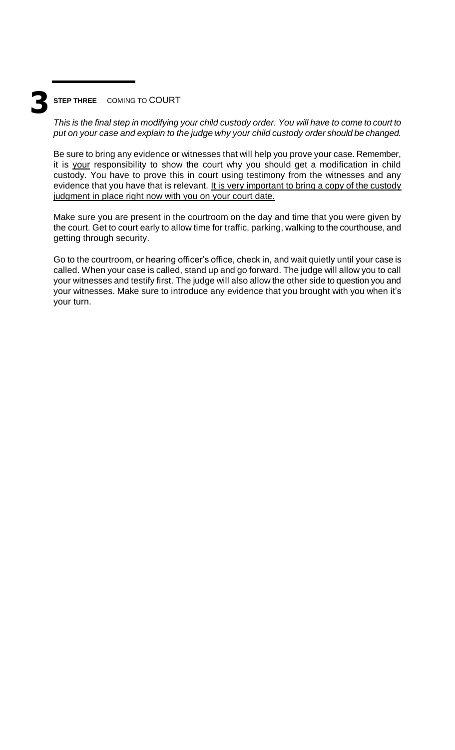## 3 STEP THREE COMING TO COURT

*This is the final step in modifying your child custody order. You will have to come to court to put on your case and explain to the judge why your child custody order should be changed.*

Be sure to bring any evidence or witnesses that will help you prove your case. Remember, it is <u>your</u> responsibility to show the court why you should get a modification in child custody. You have to prove this in court using testimony from the witnesses and any evidence that you have that is relevant. <u>It is very important to bring a copy of the custody judgment in place right now with you on your court date.</u>

Make sure you are present in the courtroom on the day and time that you were given by the court. Get to court early to allow time for traffic, parking, walking to the courthouse, and getting through security.

Go to the courtroom, or hearing officer's office, check in, and wait quietly until your case is called. When your case is called, stand up and go forward. The judge will allow you to call your witnesses and testify first. The judge will also allow the other side to question you and your witnesses. Make sure to introduce any evidence that you brought with you when it's your turn.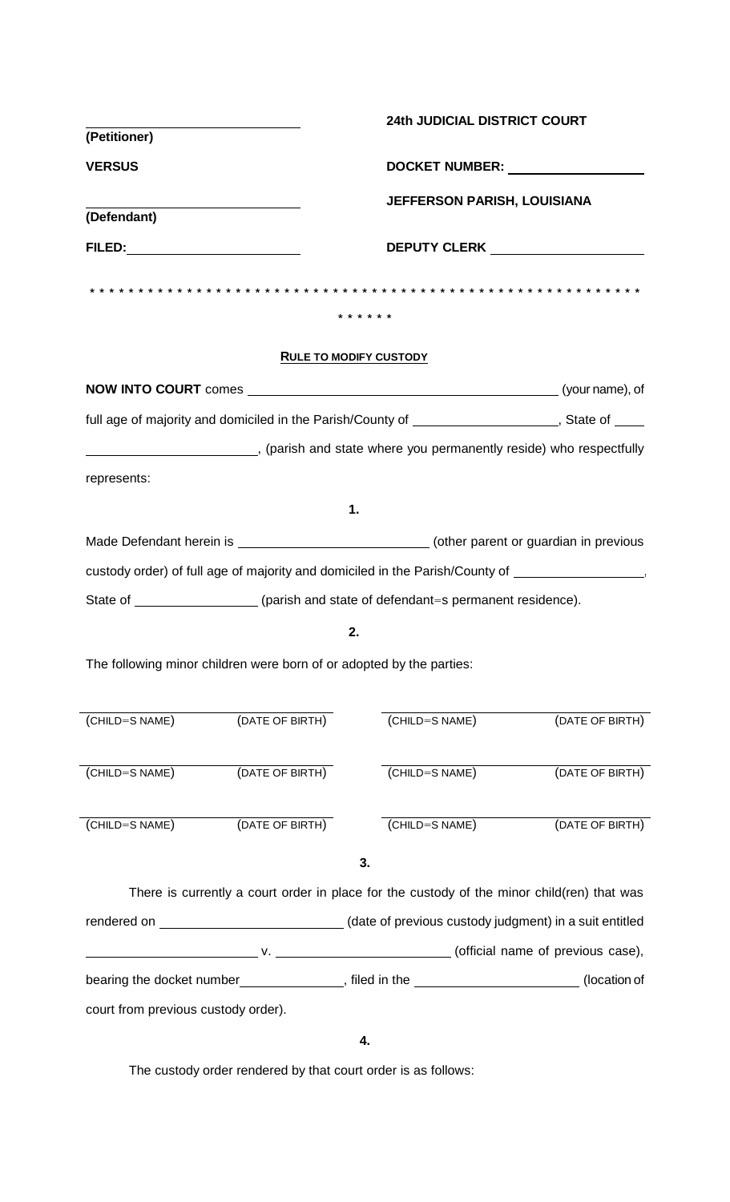| | |
|---|---|
| ______________________________ | **24th JUDICIAL DISTRICT COURT** |
| **(Petitioner)** | |
| **VERSUS** | **DOCKET NUMBER:** __________________ |
| ______________________________ | **JEFFERSON PARISH, LOUISIANA** |
| **(Defendant)** | |
| **FILED:** ______________________ | **DEPUTY CLERK** ____________________ |

* * * * * * * * * * * * * * * * * * * * * * * * * * * * * * * * * * * * * * * * * * * * * * * * * * * * * * * * * * * * * *

* * * * * *

**RULE TO MODIFY CUSTODY**

**NOW INTO COURT** comes __________________________________________ (your name), of full age of majority and domiciled in the Parish/County of ____________________, State of ____ ________________________, (parish and state where you permanently reside) who respectfully represents:

**1.**

Made Defendant herein is __________________________ (other parent or guardian in previous custody order) of full age of majority and domiciled in the Parish/County of __________________, State of _________________ (parish and state of defendant=s permanent residence).

**2.**

The following minor children were born of or adopted by the parties:

| | | | |
|---|---|---|---|
| (CHILD=S NAME) | (DATE OF BIRTH) | (CHILD=S NAME) | (DATE OF BIRTH) |
| (CHILD=S NAME) | (DATE OF BIRTH) | (CHILD=S NAME) | (DATE OF BIRTH) |
| (CHILD=S NAME) | (DATE OF BIRTH) | (CHILD=S NAME) | (DATE OF BIRTH) |

**3.**

There is currently a court order in place for the custody of the minor child(ren) that was rendered on _________________________ (date of previous custody judgment) in a suit entitled ________________________ v. ________________________ (official name of previous case), bearing the docket number______________, filed in the ______________________ (location of court from previous custody order).

**4.**

The custody order rendered by that court order is as follows: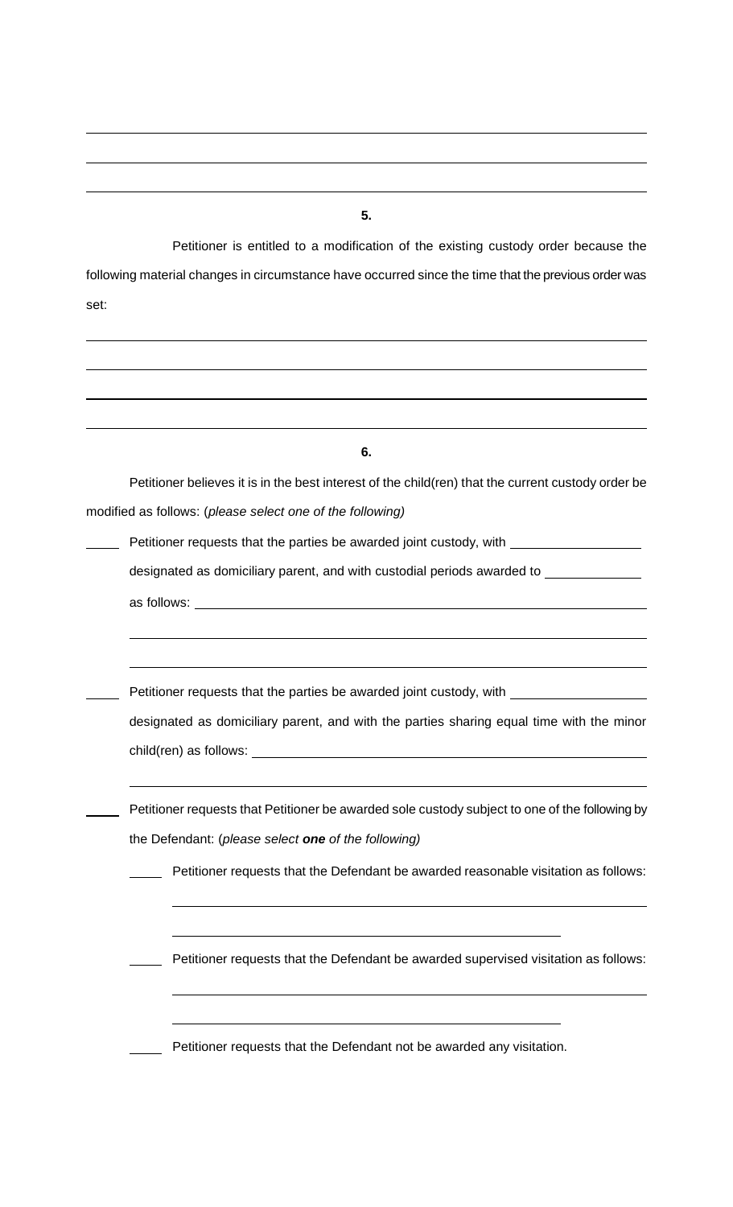______________________________________________________________________________

______________________________________________________________________________

______________________________________________________________________________

**5.**

Petitioner is entitled to a modification of the existing custody order because the following material changes in circumstance have occurred since the time that the previous order was set:

______________________________________________________________________________

______________________________________________________________________________

______________________________________________________________________________

______________________________________________________________________________

**6.**

Petitioner believes it is in the best interest of the child(ren) that the current custody order be modified as follows: (*please select one of the following)*

_____ Petitioner requests that the parties be awarded joint custody, with __________________ designated as domiciliary parent, and with custodial periods awarded to _____________ as follows: ______________________________________________________________

______________________________________________________________________

______________________________________________________________________

_____ Petitioner requests that the parties be awarded joint custody, with ___________________ designated as domiciliary parent, and with the parties sharing equal time with the minor child(ren) as follows: ______________________________________________________

______________________________________________________________________

_____ Petitioner requests that Petitioner be awarded sole custody subject to one of the following by the Defendant: (*please select **one** of the following)*

_____ Petitioner requests that the Defendant be awarded reasonable visitation as follows:

______________________________________________________________

__________________________________________________

_____ Petitioner requests that the Defendant be awarded supervised visitation as follows:

______________________________________________________________

__________________________________________________

_____ Petitioner requests that the Defendant not be awarded any visitation.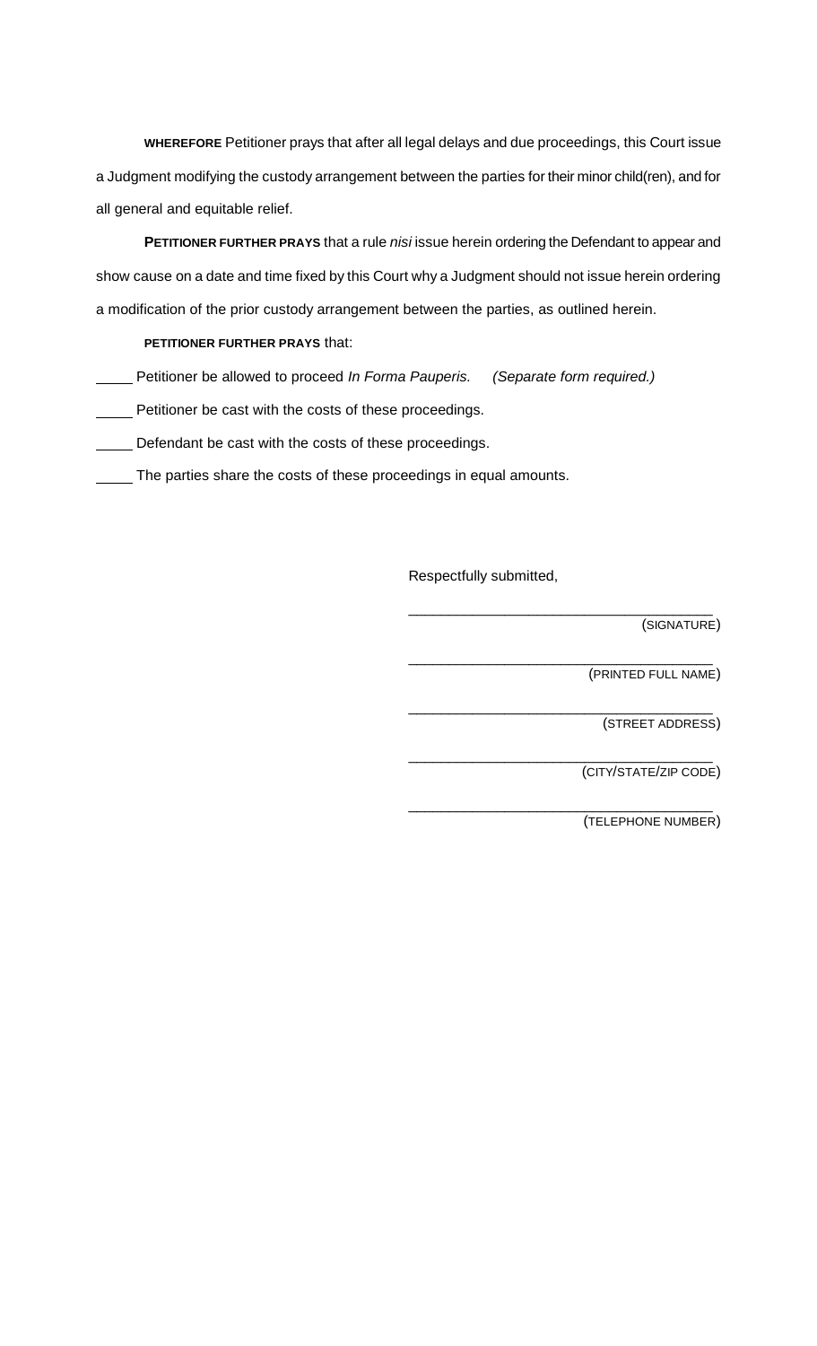**WHEREFORE** Petitioner prays that after all legal delays and due proceedings, this Court issue a Judgment modifying the custody arrangement between the parties for their minor child(ren), and for all general and equitable relief.

**PETITIONER FURTHER PRAYS** that a rule *nisi* issue herein ordering the Defendant to appear and show cause on a date and time fixed by this Court why a Judgment should not issue herein ordering a modification of the prior custody arrangement between the parties, as outlined herein.

**PETITIONER FURTHER PRAYS** that:

_____ Petitioner be allowed to proceed *In Forma Pauperis.* *(Separate form required.)*

_____ Petitioner be cast with the costs of these proceedings.

_____ Defendant be cast with the costs of these proceedings.

_____ The parties share the costs of these proceedings in equal amounts.

Respectfully submitted,

______________________________________
(SIGNATURE)

______________________________________
(PRINTED FULL NAME)

______________________________________
(STREET ADDRESS)

______________________________________
(CITY/STATE/ZIP CODE)

______________________________________
(TELEPHONE NUMBER)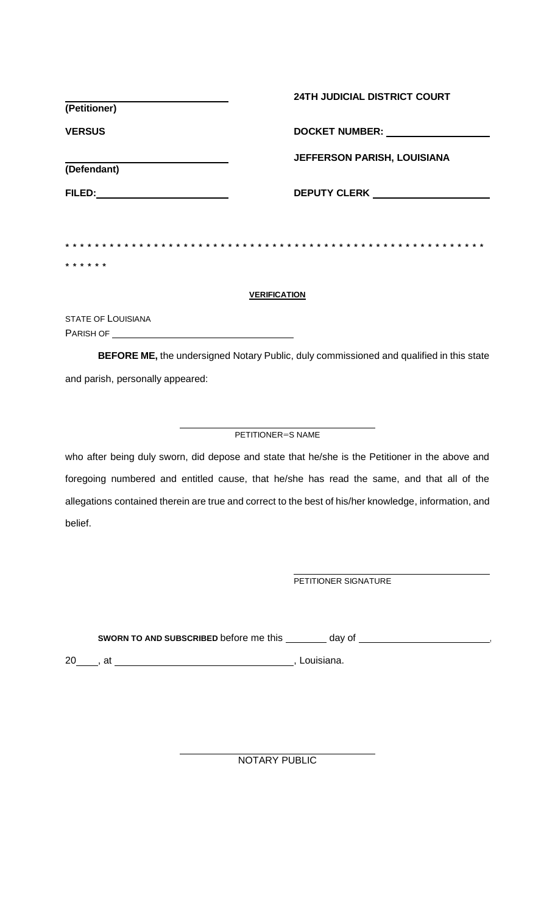| | |
|---|---|
| ______________________ **(Petitioner)** | **24TH JUDICIAL DISTRICT COURT** |
| **VERSUS** | **DOCKET NUMBER:** ______________ |
| ______________________ **(Defendant)** | **JEFFERSON PARISH, LOUISIANA** |
| **FILED:** ______________________ | **DEPUTY CLERK** ______________ |

* * * * * * * * * * * * * * * * * * * * * * * * * * * * * * * * * * * * * * * * * * * * * * * * * * * * * * * * * * * * * * * *

**VERIFICATION**

STATE OF LOUISIANA
PARISH OF ______________________________

**BEFORE ME,** the undersigned Notary Public, duly commissioned and qualified in this state and parish, personally appeared:

______________________________
PETITIONER=S NAME

who after being duly sworn, did depose and state that he/she is the Petitioner in the above and foregoing numbered and entitled cause, that he/she has read the same, and that all of the allegations contained therein are true and correct to the best of his/her knowledge, information, and belief.

______________________________
PETITIONER SIGNATURE

**SWORN TO AND SUBSCRIBED** before me this ________ day of ______________________, 20____, at ______________________________, Louisiana.

______________________________
NOTARY PUBLIC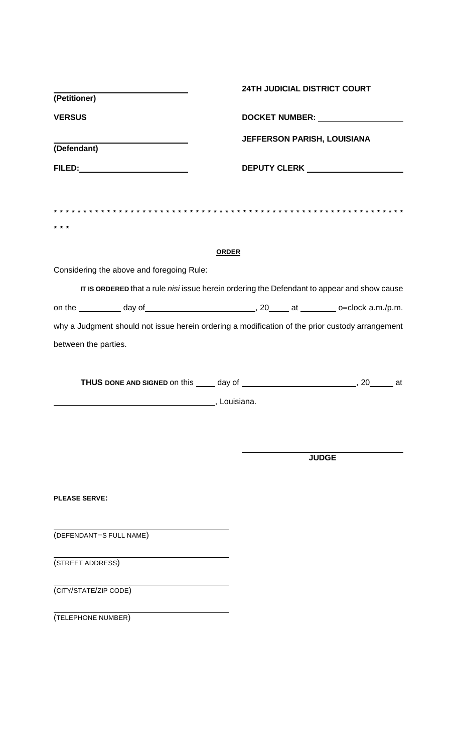| | |
|---|---|
| ______________________ **(Petitioner)** | **24TH JUDICIAL DISTRICT COURT** |
| **VERSUS** | **DOCKET NUMBER:** ______________ |
| ______________________ **(Defendant)** | **JEFFERSON PARISH, LOUISIANA** |
| **FILED:** ______________________ | **DEPUTY CLERK** ______________________ |

* * * * * * * * * * * * * * * * * * * * * * * * * * * * * * * * * * * * * * * * * * * * * * * * * * * * * * * * * * * * * * * * *

**ORDER**

Considering the above and foregoing Rule:

**IT IS ORDERED** that a rule *nisi* issue herein ordering the Defendant to appear and show cause on the ________ day of ______________________, 20____ at _______ o=clock a.m./p.m. why a Judgment should not issue herein ordering a modification of the prior custody arrangement between the parties.

**THUS DONE AND SIGNED** on this ____ day of ______________________, 20_____ at ______________________________, Louisiana.

______________________________
**JUDGE**

**PLEASE SERVE:**

______________________________
(DEFENDANT=S FULL NAME)

______________________________
(STREET ADDRESS)

______________________________
(CITY/STATE/ZIP CODE)

______________________________
(TELEPHONE NUMBER)